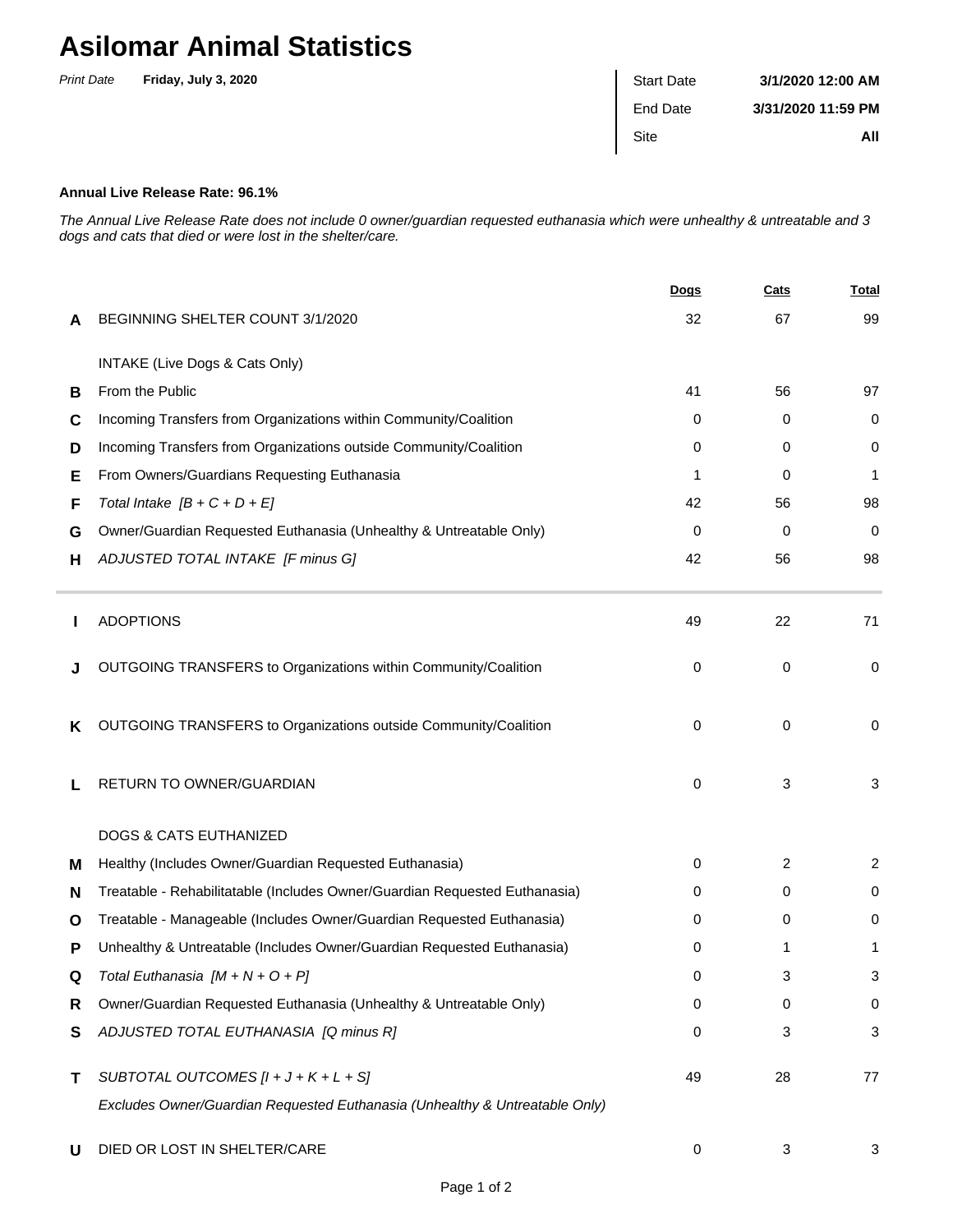# Asilomar Animal Statistics

*Print Date* **Friday, July 3, 2020**

| Start Date | **3/1/2020 12:00 AM** |
|---|---|
| End Date | **3/31/2020 11:59 PM** |
| Site | **All** |

**Annual Live Release Rate: 96.1%**

*The Annual Live Release Rate does not include 0 owner/guardian requested euthanasia which were unhealthy & untreatable and 3 dogs and cats that died or were lost in the shelter/care.*

| | | Dogs | Cats | Total |
|---|---|---|---|---|
| **A** | BEGINNING SHELTER COUNT 3/1/2020 | 32 | 67 | 99 |
| | INTAKE (Live Dogs & Cats Only) | | | |
| **B** | From the Public | 41 | 56 | 97 |
| **C** | Incoming Transfers from Organizations within Community/Coalition | 0 | 0 | 0 |
| **D** | Incoming Transfers from Organizations outside Community/Coalition | 0 | 0 | 0 |
| **E** | From Owners/Guardians Requesting Euthanasia | 1 | 0 | 1 |
| **F** | *Total Intake [B + C + D + E]* | 42 | 56 | 98 |
| **G** | Owner/Guardian Requested Euthanasia (Unhealthy & Untreatable Only) | 0 | 0 | 0 |
| **H** | *ADJUSTED TOTAL INTAKE [F minus G]* | 42 | 56 | 98 |
| **I** | ADOPTIONS | 49 | 22 | 71 |
| **J** | OUTGOING TRANSFERS to Organizations within Community/Coalition | 0 | 0 | 0 |
| **K** | OUTGOING TRANSFERS to Organizations outside Community/Coalition | 0 | 0 | 0 |
| **L** | RETURN TO OWNER/GUARDIAN | 0 | 3 | 3 |
| | DOGS & CATS EUTHANIZED | | | |
| **M** | Healthy (Includes Owner/Guardian Requested Euthanasia) | 0 | 2 | 2 |
| **N** | Treatable - Rehabilitatable (Includes Owner/Guardian Requested Euthanasia) | 0 | 0 | 0 |
| **O** | Treatable - Manageable (Includes Owner/Guardian Requested Euthanasia) | 0 | 0 | 0 |
| **P** | Unhealthy & Untreatable (Includes Owner/Guardian Requested Euthanasia) | 0 | 1 | 1 |
| **Q** | *Total Euthanasia [M + N + O + P]* | 0 | 3 | 3 |
| **R** | Owner/Guardian Requested Euthanasia (Unhealthy & Untreatable Only) | 0 | 0 | 0 |
| **S** | *ADJUSTED TOTAL EUTHANASIA [Q minus R]* | 0 | 3 | 3 |
| **T** | *SUBTOTAL OUTCOMES [I + J + K + L + S]* <br> *Excludes Owner/Guardian Requested Euthanasia (Unhealthy & Untreatable Only)* | 49 | 28 | 77 |
| **U** | DIED OR LOST IN SHELTER/CARE | 0 | 3 | 3 |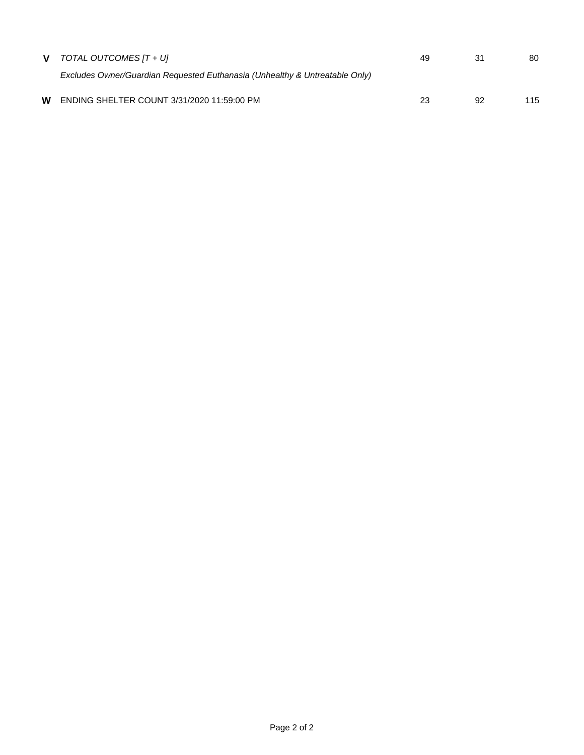| | | | | |
|---|---|---|---|---|
| **V** | *TOTAL OUTCOMES [T + U]* | 49 | 31 | 80 |
| | *Excludes Owner/Guardian Requested Euthanasia (Unhealthy & Untreatable Only)* | | | |
| **W** | ENDING SHELTER COUNT 3/31/2020 11:59:00 PM | 23 | 92 | 115 |